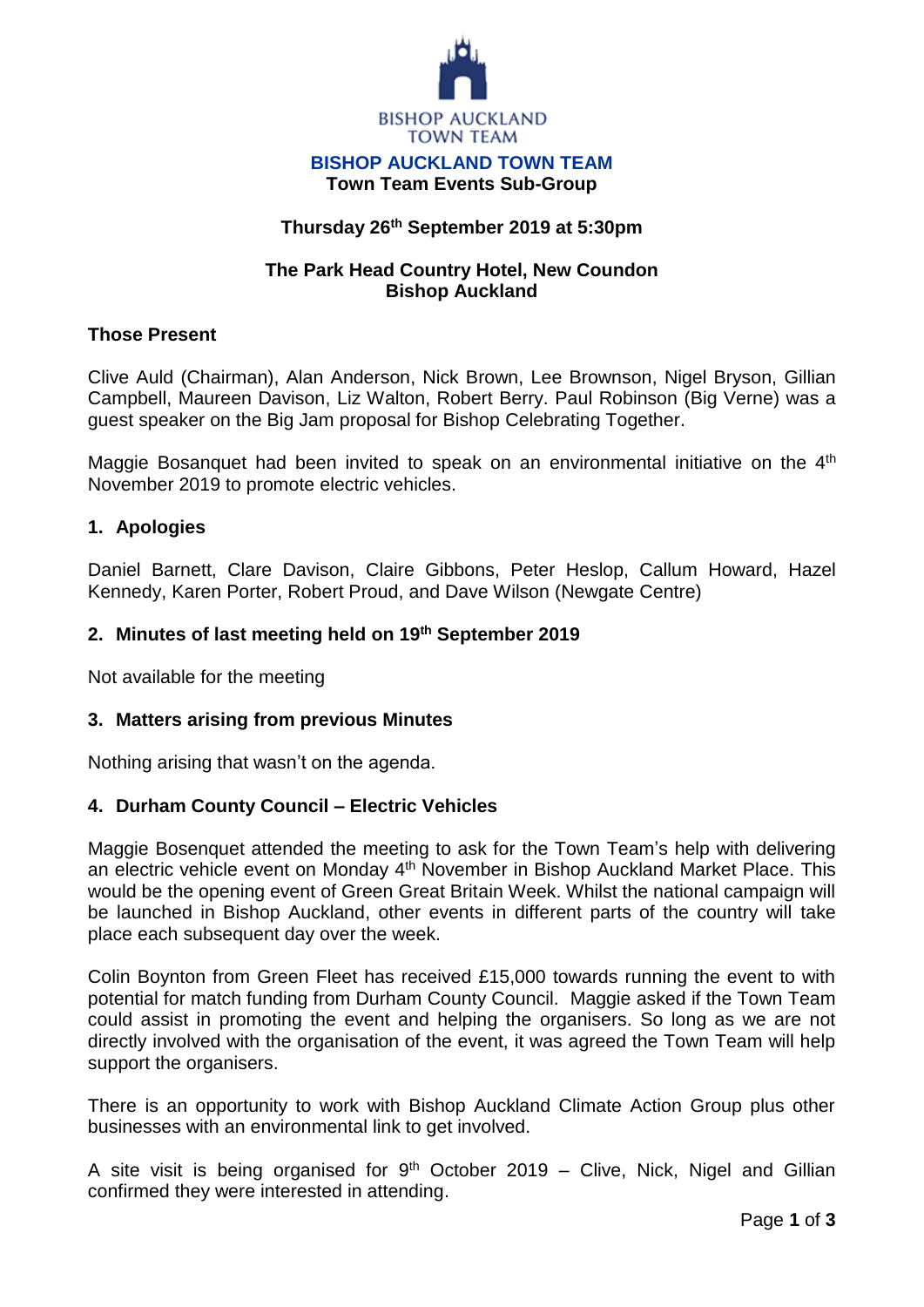BISHOP AUCKLAND TOWN TEAM

# BISHOP AUCKLAND TOWN TEAM

## Town Team Events Sub-Group

**Thursday 26th September 2019 at 5:30pm**

**The Park Head Country Hotel, New Coundon**
**Bishop Auckland**

### Those Present

Clive Auld (Chairman), Alan Anderson, Nick Brown, Lee Brownson, Nigel Bryson, Gillian Campbell, Maureen Davison, Liz Walton, Robert Berry. Paul Robinson (Big Verne) was a guest speaker on the Big Jam proposal for Bishop Celebrating Together.

Maggie Bosanquet had been invited to speak on an environmental initiative on the 4th November 2019 to promote electric vehicles.

### 1. Apologies

Daniel Barnett, Clare Davison, Claire Gibbons, Peter Heslop, Callum Howard, Hazel Kennedy, Karen Porter, Robert Proud, and Dave Wilson (Newgate Centre)

### 2. Minutes of last meeting held on 19th September 2019

Not available for the meeting

### 3. Matters arising from previous Minutes

Nothing arising that wasn't on the agenda.

### 4. Durham County Council – Electric Vehicles

Maggie Bosenquet attended the meeting to ask for the Town Team's help with delivering an electric vehicle event on Monday 4th November in Bishop Auckland Market Place. This would be the opening event of Green Great Britain Week. Whilst the national campaign will be launched in Bishop Auckland, other events in different parts of the country will take place each subsequent day over the week.

Colin Boynton from Green Fleet has received £15,000 towards running the event to with potential for match funding from Durham County Council. Maggie asked if the Town Team could assist in promoting the event and helping the organisers. So long as we are not directly involved with the organisation of the event, it was agreed the Town Team will help support the organisers.

There is an opportunity to work with Bishop Auckland Climate Action Group plus other businesses with an environmental link to get involved.

A site visit is being organised for 9th October 2019 – Clive, Nick, Nigel and Gillian confirmed they were interested in attending.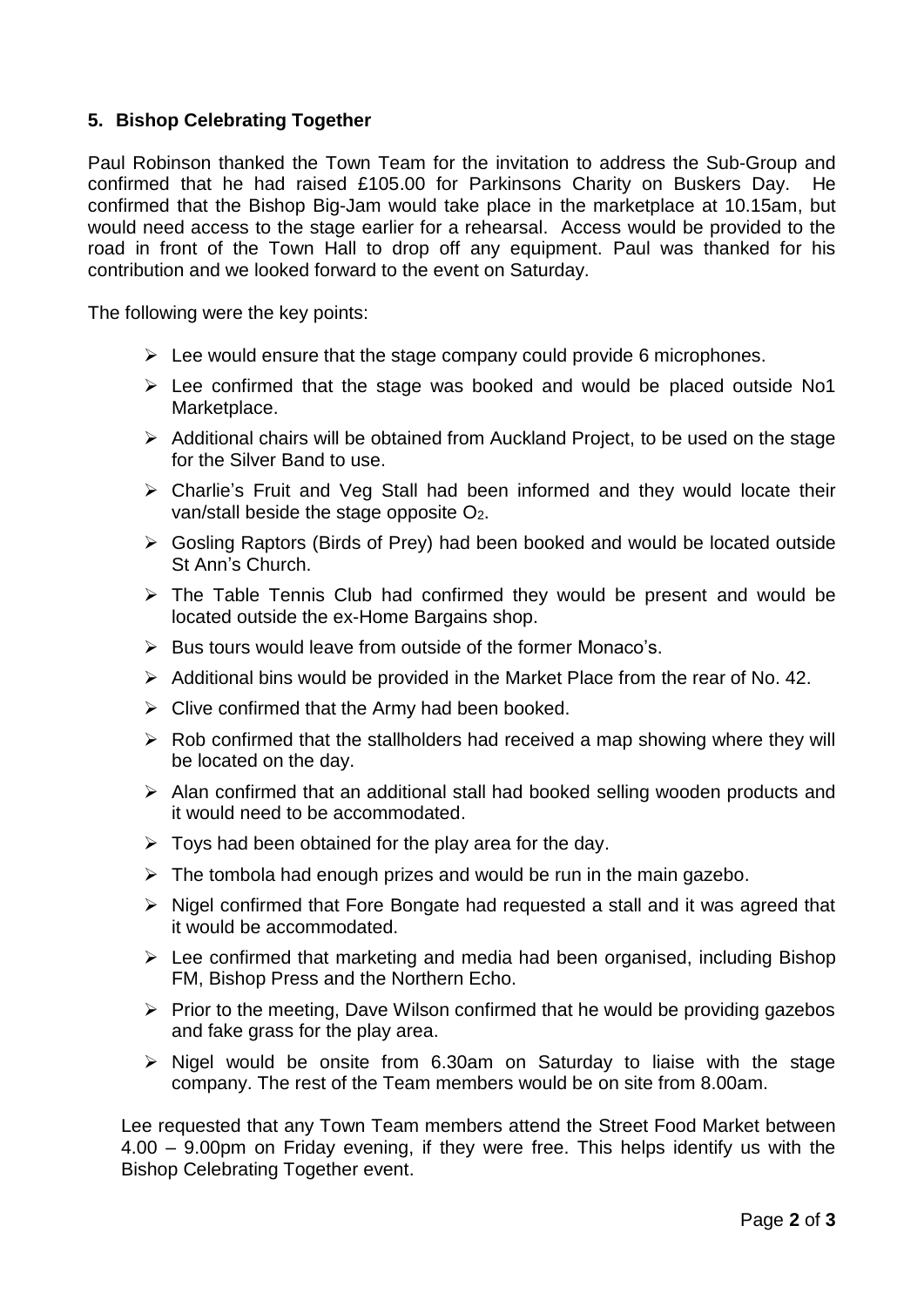## 5. Bishop Celebrating Together

Paul Robinson thanked the Town Team for the invitation to address the Sub-Group and confirmed that he had raised £105.00 for Parkinsons Charity on Buskers Day. He confirmed that the Bishop Big-Jam would take place in the marketplace at 10.15am, but would need access to the stage earlier for a rehearsal. Access would be provided to the road in front of the Town Hall to drop off any equipment. Paul was thanked for his contribution and we looked forward to the event on Saturday.

The following were the key points:

- Lee would ensure that the stage company could provide 6 microphones.
- Lee confirmed that the stage was booked and would be placed outside No1 Marketplace.
- Additional chairs will be obtained from Auckland Project, to be used on the stage for the Silver Band to use.
- Charlie's Fruit and Veg Stall had been informed and they would locate their van/stall beside the stage opposite $O_2$.
- Gosling Raptors (Birds of Prey) had been booked and would be located outside St Ann's Church.
- The Table Tennis Club had confirmed they would be present and would be located outside the ex-Home Bargains shop.
- Bus tours would leave from outside of the former Monaco's.
- Additional bins would be provided in the Market Place from the rear of No. 42.
- Clive confirmed that the Army had been booked.
- Rob confirmed that the stallholders had received a map showing where they will be located on the day.
- Alan confirmed that an additional stall had booked selling wooden products and it would need to be accommodated.
- Toys had been obtained for the play area for the day.
- The tombola had enough prizes and would be run in the main gazebo.
- Nigel confirmed that Fore Bongate had requested a stall and it was agreed that it would be accommodated.
- Lee confirmed that marketing and media had been organised, including Bishop FM, Bishop Press and the Northern Echo.
- Prior to the meeting, Dave Wilson confirmed that he would be providing gazebos and fake grass for the play area.
- Nigel would be onsite from 6.30am on Saturday to liaise with the stage company. The rest of the Team members would be on site from 8.00am.

Lee requested that any Town Team members attend the Street Food Market between 4.00 – 9.00pm on Friday evening, if they were free. This helps identify us with the Bishop Celebrating Together event.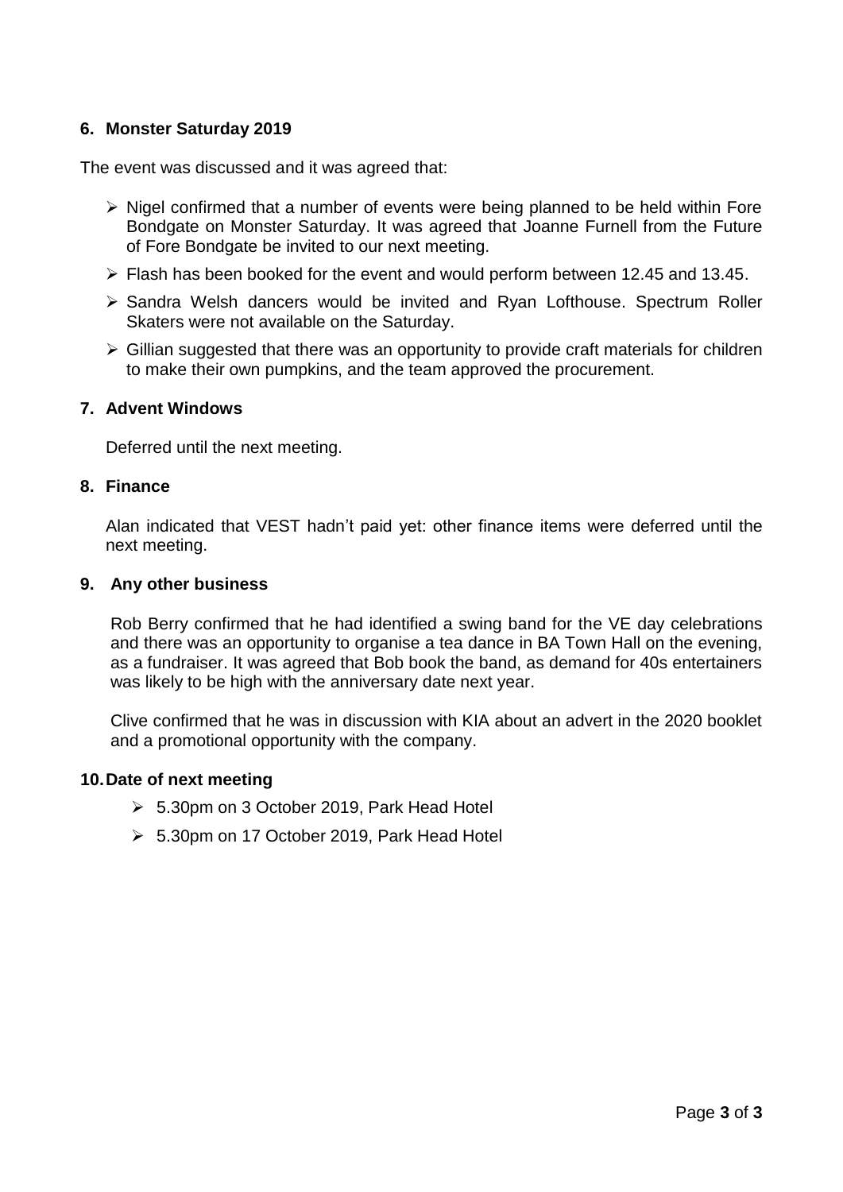## 6. Monster Saturday 2019

The event was discussed and it was agreed that:

- Nigel confirmed that a number of events were being planned to be held within Fore Bondgate on Monster Saturday. It was agreed that Joanne Furnell from the Future of Fore Bondgate be invited to our next meeting.
- Flash has been booked for the event and would perform between 12.45 and 13.45.
- Sandra Welsh dancers would be invited and Ryan Lofthouse. Spectrum Roller Skaters were not available on the Saturday.
- Gillian suggested that there was an opportunity to provide craft materials for children to make their own pumpkins, and the team approved the procurement.

## 7. Advent Windows

Deferred until the next meeting.

## 8. Finance

Alan indicated that VEST hadn't paid yet: other finance items were deferred until the next meeting.

## 9. Any other business

Rob Berry confirmed that he had identified a swing band for the VE day celebrations and there was an opportunity to organise a tea dance in BA Town Hall on the evening, as a fundraiser. It was agreed that Bob book the band, as demand for 40s entertainers was likely to be high with the anniversary date next year.

Clive confirmed that he was in discussion with KIA about an advert in the 2020 booklet and a promotional opportunity with the company.

## 10. Date of next meeting

- 5.30pm on 3 October 2019, Park Head Hotel
- 5.30pm on 17 October 2019, Park Head Hotel